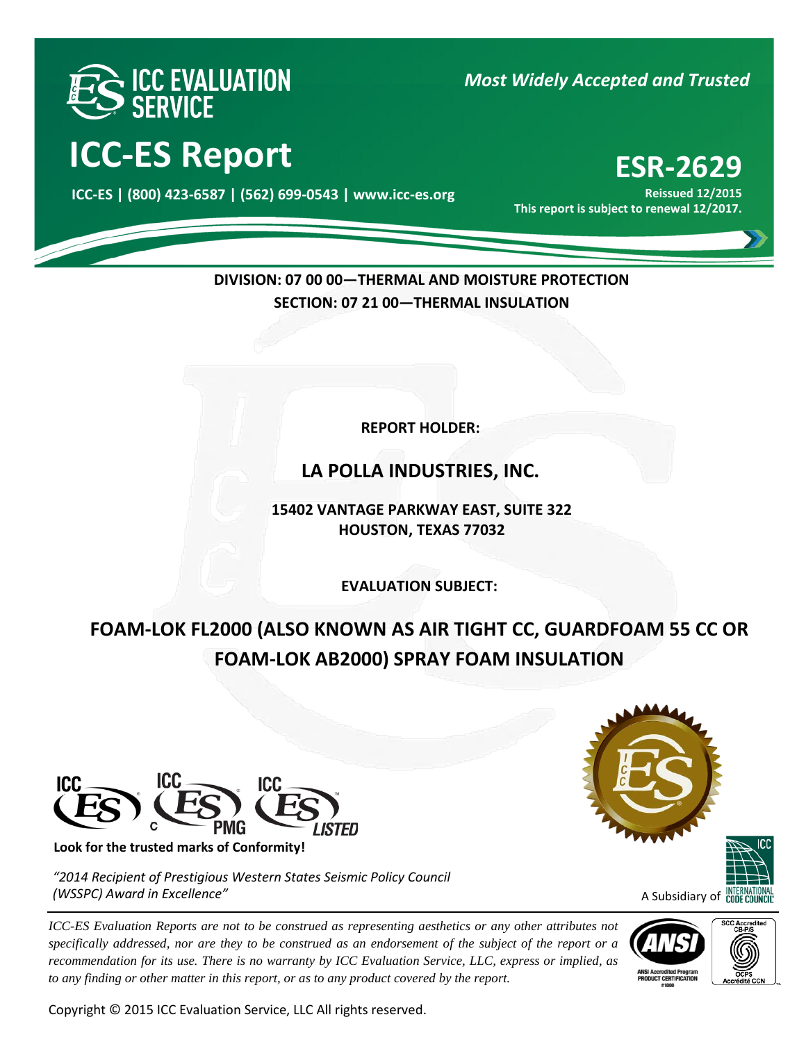# ICC-ES Report

**ICC-ES | (800) 423-6587 | (562) 699-0543 | www.icc-es.org**

*Most Widely Accepted and Trusted*

# ESR-2629

**Reissued 12/2015**
**This report is subject to renewal 12/2017.**

**DIVISION: 07 00 00—THERMAL AND MOISTURE PROTECTION**
**SECTION: 07 21 00—THERMAL INSULATION**

**REPORT HOLDER:**

## LA POLLA INDUSTRIES, INC.

**15402 VANTAGE PARKWAY EAST, SUITE 322**
**HOUSTON, TEXAS 77032**

**EVALUATION SUBJECT:**

## FOAM-LOK FL2000 (ALSO KNOWN AS AIR TIGHT CC, GUARDFOAM 55 CC OR FOAM-LOK AB2000) SPRAY FOAM INSULATION

**Look for the trusted marks of Conformity!**

*"2014 Recipient of Prestigious Western States Seismic Policy Council (WSSPC) Award in Excellence"*

A Subsidiary of INTERNATIONAL CODE COUNCIL

*ICC-ES Evaluation Reports are not to be construed as representing aesthetics or any other attributes not specifically addressed, nor are they to be construed as an endorsement of the subject of the report or a recommendation for its use. There is no warranty by ICC Evaluation Service, LLC, express or implied, as to any finding or other matter in this report, or as to any product covered by the report.*

Copyright © 2015 ICC Evaluation Service, LLC All rights reserved.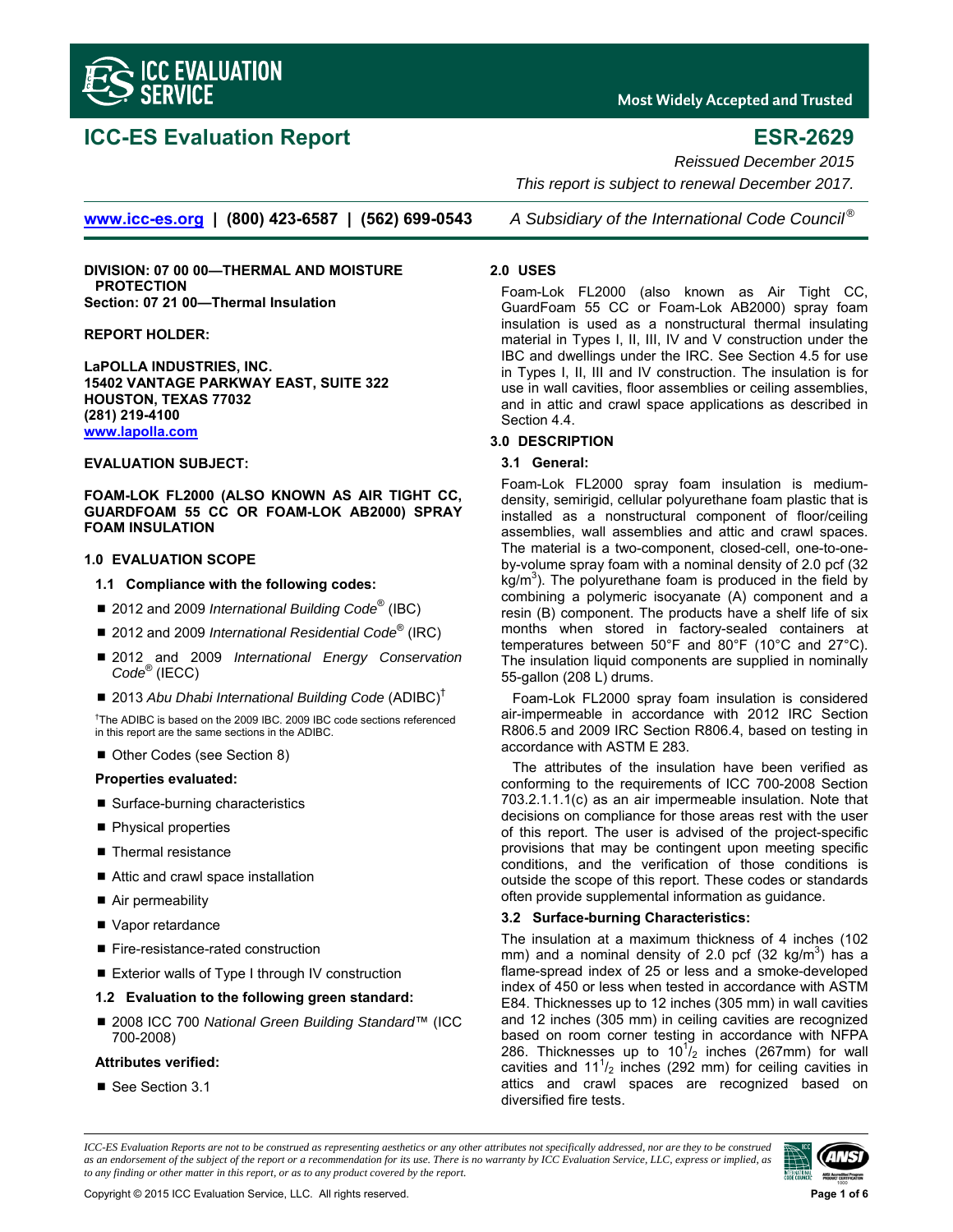# ICC-ES Evaluation Report

# ESR-2629

*Reissued December 2015*

*This report is subject to renewal December 2017.*

**www.icc-es.org | (800) 423-6587 | (562) 699-0543** *A Subsidiary of the International Code Council®*

**DIVISION: 07 00 00—THERMAL AND MOISTURE PROTECTION**
**Section: 07 21 00—Thermal Insulation**

**REPORT HOLDER:**

**LaPOLLA INDUSTRIES, INC.**
**15402 VANTAGE PARKWAY EAST, SUITE 322**
**HOUSTON, TEXAS 77032**
**(281) 219-4100**
**www.lapolla.com**

**EVALUATION SUBJECT:**

**FOAM-LOK FL2000 (ALSO KNOWN AS AIR TIGHT CC, GUARDFOAM 55 CC OR FOAM-LOK AB2000) SPRAY FOAM INSULATION**

## 1.0 EVALUATION SCOPE

### 1.1 Compliance with the following codes:

- 2012 and 2009 *International Building Code®* (IBC)
- 2012 and 2009 *International Residential Code®* (IRC)
- 2012 and 2009 *International Energy Conservation Code®* (IECC)
- 2013 *Abu Dhabi International Building Code* (ADIBC)†

†The ADIBC is based on the 2009 IBC. 2009 IBC code sections referenced in this report are the same sections in the ADIBC.

- Other Codes (see Section 8)

**Properties evaluated:**

- Surface-burning characteristics
- Physical properties
- Thermal resistance
- Attic and crawl space installation
- Air permeability
- Vapor retardance
- Fire-resistance-rated construction
- Exterior walls of Type I through IV construction

### 1.2 Evaluation to the following green standard:

- 2008 ICC 700 *National Green Building Standard™* (ICC 700-2008)

**Attributes verified:**

- See Section 3.1

## 2.0 USES

Foam-Lok FL2000 (also known as Air Tight CC, GuardFoam 55 CC or Foam-Lok AB2000) spray foam insulation is used as a nonstructural thermal insulating material in Types I, II, III, IV and V construction under the IBC and dwellings under the IRC. See Section 4.5 for use in Types I, II, III and IV construction. The insulation is for use in wall cavities, floor assemblies or ceiling assemblies, and in attic and crawl space applications as described in Section 4.4.

## 3.0 DESCRIPTION

### 3.1 General:

Foam-Lok FL2000 spray foam insulation is medium-density, semirigid, cellular polyurethane foam plastic that is installed as a nonstructural component of floor/ceiling assemblies, wall assemblies and attic and crawl spaces. The material is a two-component, closed-cell, one-to-one-by-volume spray foam with a nominal density of 2.0 pcf (32 $kg/m^3$). The polyurethane foam is produced in the field by combining a polymeric isocyanate (A) component and a resin (B) component. The products have a shelf life of six months when stored in factory-sealed containers at temperatures between 50°F and 80°F (10°C and 27°C). The insulation liquid components are supplied in nominally 55-gallon (208 L) drums.

Foam-Lok FL2000 spray foam insulation is considered air-impermeable in accordance with 2012 IRC Section R806.5 and 2009 IRC Section R806.4, based on testing in accordance with ASTM E 283.

The attributes of the insulation have been verified as conforming to the requirements of ICC 700-2008 Section 703.2.1.1.1(c) as an air impermeable insulation. Note that decisions on compliance for those areas rest with the user of this report. The user is advised of the project-specific provisions that may be contingent upon meeting specific conditions, and the verification of those conditions is outside the scope of this report. These codes or standards often provide supplemental information as guidance.

### 3.2 Surface-burning Characteristics:

The insulation at a maximum thickness of 4 inches (102 mm) and a nominal density of 2.0 pcf (32 $kg/m^3$) has a flame-spread index of 25 or less and a smoke-developed index of 450 or less when tested in accordance with ASTM E84. Thicknesses up to 12 inches (305 mm) in wall cavities and 12 inches (305 mm) in ceiling cavities are recognized based on room corner testing in accordance with NFPA 286. Thicknesses up to $10^1/_2$ inches (267mm) for wall cavities and $11^1/_2$ inches (292 mm) for ceiling cavities in attics and crawl spaces are recognized based on diversified fire tests.

*ICC-ES Evaluation Reports are not to be construed as representing aesthetics or any other attributes not specifically addressed, nor are they to be construed as an endorsement of the subject of the report or a recommendation for its use. There is no warranty by ICC Evaluation Service, LLC, express or implied, as to any finding or other matter in this report, or as to any product covered by the report.*

Copyright © 2015 ICC Evaluation Service, LLC. All rights reserved.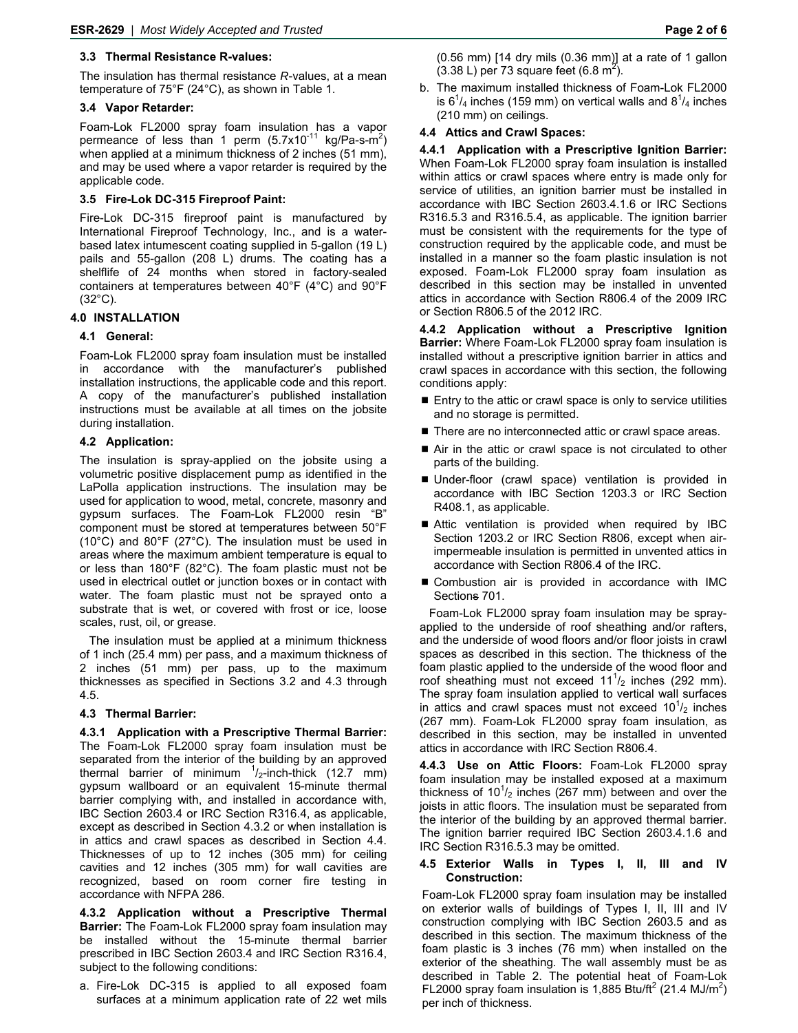### 3.3 Thermal Resistance R-values:

The insulation has thermal resistance *R*-values, at a mean temperature of 75°F (24°C), as shown in Table 1.

### 3.4 Vapor Retarder:

Foam-Lok FL2000 spray foam insulation has a vapor permeance of less than 1 perm ($5.7x10^{-11}$ kg/Pa-s-m$^2$) when applied at a minimum thickness of 2 inches (51 mm), and may be used where a vapor retarder is required by the applicable code.

### 3.5 Fire-Lok DC-315 Fireproof Paint:

Fire-Lok DC-315 fireproof paint is manufactured by International Fireproof Technology, Inc., and is a water-based latex intumescent coating supplied in 5-gallon (19 L) pails and 55-gallon (208 L) drums. The coating has a shelflife of 24 months when stored in factory-sealed containers at temperatures between 40°F (4°C) and 90°F (32°C).

## 4.0 INSTALLATION

### 4.1 General:

Foam-Lok FL2000 spray foam insulation must be installed in accordance with the manufacturer's published installation instructions, the applicable code and this report. A copy of the manufacturer's published installation instructions must be available at all times on the jobsite during installation.

### 4.2 Application:

The insulation is spray-applied on the jobsite using a volumetric positive displacement pump as identified in the LaPolla application instructions. The insulation may be used for application to wood, metal, concrete, masonry and gypsum surfaces. The Foam-Lok FL2000 resin "B" component must be stored at temperatures between 50°F (10°C) and 80°F (27°C). The insulation must be used in areas where the maximum ambient temperature is equal to or less than 180°F (82°C). The foam plastic must not be used in electrical outlet or junction boxes or in contact with water. The foam plastic must not be sprayed onto a substrate that is wet, or covered with frost or ice, loose scales, rust, oil, or grease.

The insulation must be applied at a minimum thickness of 1 inch (25.4 mm) per pass, and a maximum thickness of 2 inches (51 mm) per pass, up to the maximum thicknesses as specified in Sections 3.2 and 4.3 through 4.5.

### 4.3 Thermal Barrier:

**4.3.1 Application with a Prescriptive Thermal Barrier:** The Foam-Lok FL2000 spray foam insulation must be separated from the interior of the building by an approved thermal barrier of minimum $^1/_2$-inch-thick (12.7 mm) gypsum wallboard or an equivalent 15-minute thermal barrier complying with, and installed in accordance with, IBC Section 2603.4 or IRC Section R316.4, as applicable, except as described in Section 4.3.2 or when installation is in attics and crawl spaces as described in Section 4.4. Thicknesses of up to 12 inches (305 mm) for ceiling cavities and 12 inches (305 mm) for wall cavities are recognized, based on room corner fire testing in accordance with NFPA 286.

**4.3.2 Application without a Prescriptive Thermal Barrier:** The Foam-Lok FL2000 spray foam insulation may be installed without the 15-minute thermal barrier prescribed in IBC Section 2603.4 and IRC Section R316.4, subject to the following conditions:

a. Fire-Lok DC-315 is applied to all exposed foam surfaces at a minimum application rate of 22 wet mils (0.56 mm) [14 dry mils (0.36 mm)] at a rate of 1 gallon (3.38 L) per 73 square feet (6.8 m$^2$).

b. The maximum installed thickness of Foam-Lok FL2000 is 6$^1/_4$ inches (159 mm) on vertical walls and 8$^1/_4$ inches (210 mm) on ceilings.

### 4.4 Attics and Crawl Spaces:

**4.4.1 Application with a Prescriptive Ignition Barrier:** When Foam-Lok FL2000 spray foam insulation is installed within attics or crawl spaces where entry is made only for service of utilities, an ignition barrier must be installed in accordance with IBC Section 2603.4.1.6 or IRC Sections R316.5.3 and R316.5.4, as applicable. The ignition barrier must be consistent with the requirements for the type of construction required by the applicable code, and must be installed in a manner so the foam plastic insulation is not exposed. Foam-Lok FL2000 spray foam insulation as described in this section may be installed in unvented attics in accordance with Section R806.4 of the 2009 IRC or Section R806.5 of the 2012 IRC.

**4.4.2 Application without a Prescriptive Ignition Barrier:** Where Foam-Lok FL2000 spray foam insulation is installed without a prescriptive ignition barrier in attics and crawl spaces in accordance with this section, the following conditions apply:

- Entry to the attic or crawl space is only to service utilities and no storage is permitted.
- There are no interconnected attic or crawl space areas.
- Air in the attic or crawl space is not circulated to other parts of the building.
- Under-floor (crawl space) ventilation is provided in accordance with IBC Section 1203.3 or IRC Section R408.1, as applicable.
- Attic ventilation is provided when required by IBC Section 1203.2 or IRC Section R806, except when air-impermeable insulation is permitted in unvented attics in accordance with Section R806.4 of the IRC.
- Combustion air is provided in accordance with IMC Sections 701.

Foam-Lok FL2000 spray foam insulation may be spray-applied to the underside of roof sheathing and/or rafters, and the underside of wood floors and/or floor joists in crawl spaces as described in this section. The thickness of the foam plastic applied to the underside of the wood floor and roof sheathing must not exceed 11$^1/_2$ inches (292 mm). The spray foam insulation applied to vertical wall surfaces in attics and crawl spaces must not exceed 10$^1/_2$ inches (267 mm). Foam-Lok FL2000 spray foam insulation, as described in this section, may be installed in unvented attics in accordance with IRC Section R806.4.

**4.4.3 Use on Attic Floors:** Foam-Lok FL2000 spray foam insulation may be installed exposed at a maximum thickness of 10$^1/_2$ inches (267 mm) between and over the joists in attic floors. The insulation must be separated from the interior of the building by an approved thermal barrier. The ignition barrier required IBC Section 2603.4.1.6 and IRC Section R316.5.3 may be omitted.

### 4.5 Exterior Walls in Types I, II, III and IV Construction:

Foam-Lok FL2000 spray foam insulation may be installed on exterior walls of buildings of Types I, II, III and IV construction complying with IBC Section 2603.5 and as described in this section. The maximum thickness of the foam plastic is 3 inches (76 mm) when installed on the exterior of the sheathing. The wall assembly must be as described in Table 2. The potential heat of Foam-Lok FL2000 spray foam insulation is 1,885 Btu/ft$^2$ (21.4 MJ/m$^2$) per inch of thickness.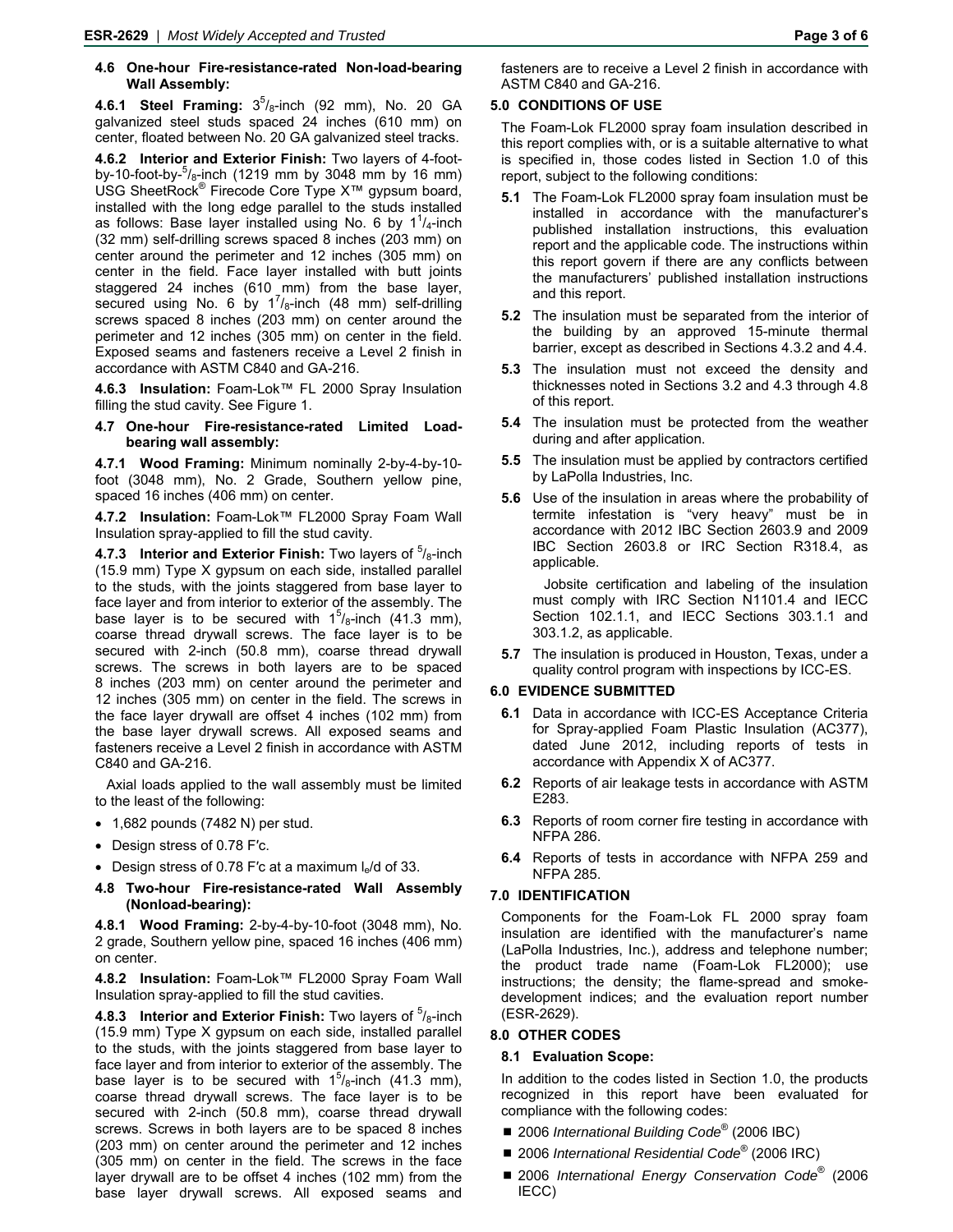### 4.6 One-hour Fire-resistance-rated Non-load-bearing Wall Assembly:

**4.6.1 Steel Framing:** $3^5/_8$-inch (92 mm), No. 20 GA galvanized steel studs spaced 24 inches (610 mm) on center, floated between No. 20 GA galvanized steel tracks.

**4.6.2 Interior and Exterior Finish:** Two layers of 4-foot-by-10-foot-by-$^5/_8$-inch (1219 mm by 3048 mm by 16 mm) USG SheetRock® Firecode Core Type X™ gypsum board, installed with the long edge parallel to the studs installed as follows: Base layer installed using No. 6 by $1^1/_4$-inch (32 mm) self-drilling screws spaced 8 inches (203 mm) on center around the perimeter and 12 inches (305 mm) on center in the field. Face layer installed with butt joints staggered 24 inches (610 mm) from the base layer, secured using No. 6 by $1^7/_8$-inch (48 mm) self-drilling screws spaced 8 inches (203 mm) on center around the perimeter and 12 inches (305 mm) on center in the field. Exposed seams and fasteners receive a Level 2 finish in accordance with ASTM C840 and GA-216.

**4.6.3 Insulation:** Foam-Lok™ FL 2000 Spray Insulation filling the stud cavity. See Figure 1.

### 4.7 One-hour Fire-resistance-rated Limited Load-bearing wall assembly:

**4.7.1 Wood Framing:** Minimum nominally 2-by-4-by-10-foot (3048 mm), No. 2 Grade, Southern yellow pine, spaced 16 inches (406 mm) on center.

**4.7.2 Insulation:** Foam-Lok™ FL2000 Spray Foam Wall Insulation spray-applied to fill the stud cavity.

**4.7.3 Interior and Exterior Finish:** Two layers of $^5/_8$-inch (15.9 mm) Type X gypsum on each side, installed parallel to the studs, with the joints staggered from base layer to face layer and from interior to exterior of the assembly. The base layer is to be secured with $1^5/_8$-inch (41.3 mm), coarse thread drywall screws. The face layer is to be secured with 2-inch (50.8 mm), coarse thread drywall screws. The screws in both layers are to be spaced 8 inches (203 mm) on center around the perimeter and 12 inches (305 mm) on center in the field. The screws in the face layer drywall are offset 4 inches (102 mm) from the base layer drywall screws. All exposed seams and fasteners receive a Level 2 finish in accordance with ASTM C840 and GA-216.

Axial loads applied to the wall assembly must be limited to the least of the following:

- 1,682 pounds (7482 N) per stud.
- Design stress of 0.78 F′c.
- Design stress of 0.78 F′c at a maximum $l_e/d$ of 33.

### 4.8 Two-hour Fire-resistance-rated Wall Assembly (Nonload-bearing):

**4.8.1 Wood Framing:** 2-by-4-by-10-foot (3048 mm), No. 2 grade, Southern yellow pine, spaced 16 inches (406 mm) on center.

**4.8.2 Insulation:** Foam-Lok™ FL2000 Spray Foam Wall Insulation spray-applied to fill the stud cavities.

**4.8.3 Interior and Exterior Finish:** Two layers of $^5/_8$-inch (15.9 mm) Type X gypsum on each side, installed parallel to the studs, with the joints staggered from base layer to face layer and from interior to exterior of the assembly. The base layer is to be secured with $1^5/_8$-inch (41.3 mm), coarse thread drywall screws. The face layer is to be secured with 2-inch (50.8 mm), coarse thread drywall screws. Screws in both layers are to be spaced 8 inches (203 mm) on center around the perimeter and 12 inches (305 mm) on center in the field. The screws in the face layer drywall are to be offset 4 inches (102 mm) from the base layer drywall screws. All exposed seams and fasteners are to receive a Level 2 finish in accordance with ASTM C840 and GA-216.

## 5.0 CONDITIONS OF USE

The Foam-Lok FL2000 spray foam insulation described in this report complies with, or is a suitable alternative to what is specified in, those codes listed in Section 1.0 of this report, subject to the following conditions:

**5.1** The Foam-Lok FL2000 spray foam insulation must be installed in accordance with the manufacturer's published installation instructions, this evaluation report and the applicable code. The instructions within this report govern if there are any conflicts between the manufacturers' published installation instructions and this report.

**5.2** The insulation must be separated from the interior of the building by an approved 15-minute thermal barrier, except as described in Sections 4.3.2 and 4.4.

**5.3** The insulation must not exceed the density and thicknesses noted in Sections 3.2 and 4.3 through 4.8 of this report.

**5.4** The insulation must be protected from the weather during and after application.

**5.5** The insulation must be applied by contractors certified by LaPolla Industries, Inc.

**5.6** Use of the insulation in areas where the probability of termite infestation is "very heavy" must be in accordance with 2012 IBC Section 2603.9 and 2009 IBC Section 2603.8 or IRC Section R318.4, as applicable.

Jobsite certification and labeling of the insulation must comply with IRC Section N1101.4 and IECC Section 102.1.1, and IECC Sections 303.1.1 and 303.1.2, as applicable.

**5.7** The insulation is produced in Houston, Texas, under a quality control program with inspections by ICC-ES.

## 6.0 EVIDENCE SUBMITTED

**6.1** Data in accordance with ICC-ES Acceptance Criteria for Spray-applied Foam Plastic Insulation (AC377), dated June 2012, including reports of tests in accordance with Appendix X of AC377.

**6.2** Reports of air leakage tests in accordance with ASTM E283.

**6.3** Reports of room corner fire testing in accordance with NFPA 286.

**6.4** Reports of tests in accordance with NFPA 259 and NFPA 285.

## 7.0 IDENTIFICATION

Components for the Foam-Lok FL 2000 spray foam insulation are identified with the manufacturer's name (LaPolla Industries, Inc.), address and telephone number; the product trade name (Foam-Lok FL2000); use instructions; the density; the flame-spread and smoke-development indices; and the evaluation report number (ESR-2629).

## 8.0 OTHER CODES

### 8.1 Evaluation Scope:

In addition to the codes listed in Section 1.0, the products recognized in this report have been evaluated for compliance with the following codes:

- 2006 *International Building Code*® (2006 IBC)
- 2006 *International Residential Code*® (2006 IRC)
- 2006 *International Energy Conservation Code*® (2006 IECC)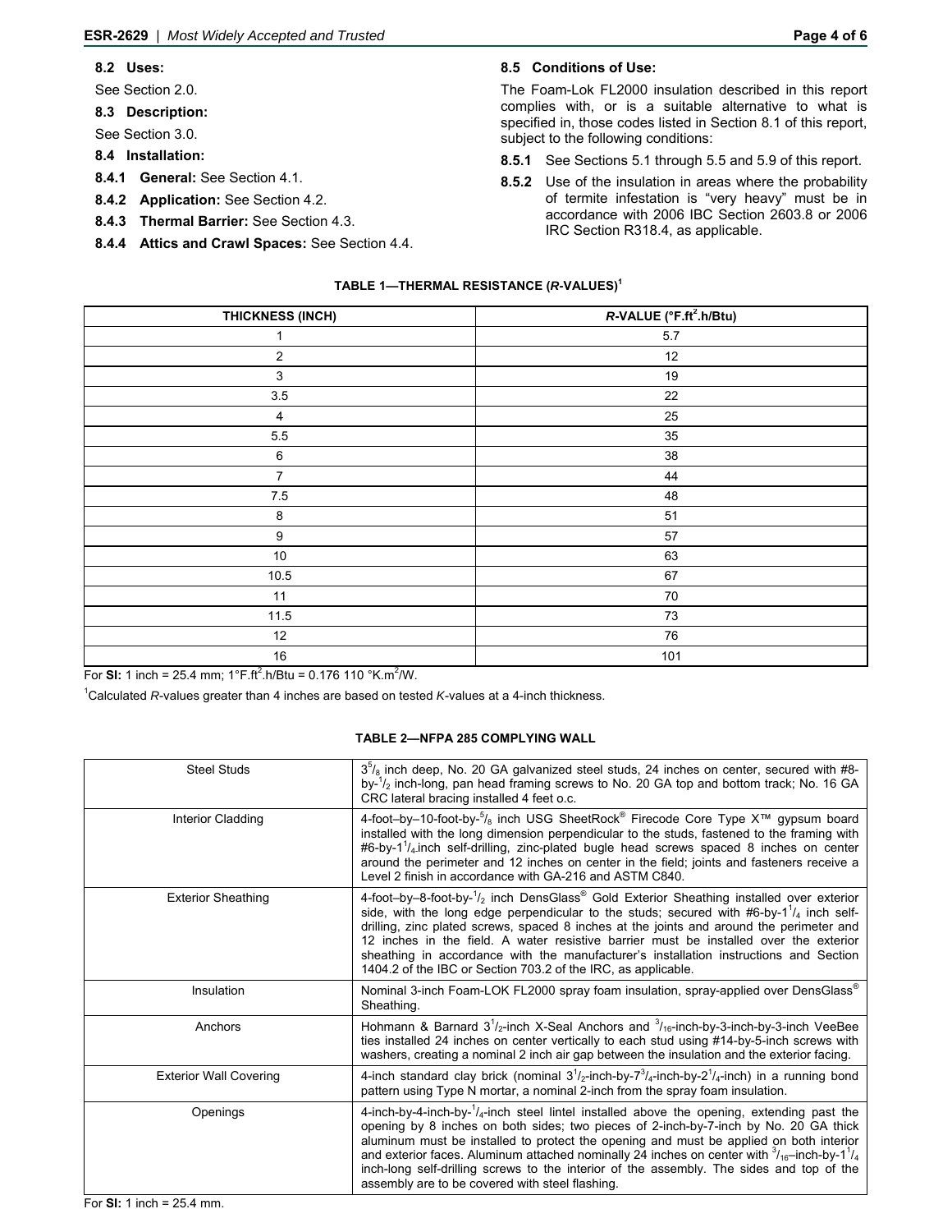### 8.2 Uses:

See Section 2.0.

### 8.3 Description:

See Section 3.0.

### 8.4 Installation:

**8.4.1 General:** See Section 4.1.

**8.4.2 Application:** See Section 4.2.

**8.4.3 Thermal Barrier:** See Section 4.3.

**8.4.4 Attics and Crawl Spaces:** See Section 4.4.

### 8.5 Conditions of Use:

The Foam-Lok FL2000 insulation described in this report complies with, or is a suitable alternative to what is specified in, those codes listed in Section 8.1 of this report, subject to the following conditions:

**8.5.1** See Sections 5.1 through 5.5 and 5.9 of this report.

**8.5.2** Use of the insulation in areas where the probability of termite infestation is "very heavy" must be in accordance with 2006 IBC Section 2603.8 or 2006 IRC Section R318.4, as applicable.

**TABLE 1—THERMAL RESISTANCE (*R*-VALUES)[1]**

| THICKNESS (INCH) | *R*-VALUE (°F.ft$^2$.h/Btu) |
|---|---|
| 1 | 5.7 |
| 2 | 12 |
| 3 | 19 |
| 3.5 | 22 |
| 4 | 25 |
| 5.5 | 35 |
| 6 | 38 |
| 7 | 44 |
| 7.5 | 48 |
| 8 | 51 |
| 9 | 57 |
| 10 | 63 |
| 10.5 | 67 |
| 11 | 70 |
| 11.5 | 73 |
| 12 | 76 |
| 16 | 101 |

For **SI:** 1 inch = 25.4 mm; 1°F.ft$^2$.h/Btu = 0.176 110 °K.m$^2$/W.

[1]Calculated *R*-values greater than 4 inches are based on tested *K*-values at a 4-inch thickness.

**TABLE 2—NFPA 285 COMPLYING WALL**

| | |
|---|---|
| Steel Studs | 3$^5/_8$ inch deep, No. 20 GA galvanized steel studs, 24 inches on center, secured with #8-by-$^1/_2$ inch-long, pan head framing screws to No. 20 GA top and bottom track; No. 16 GA CRC lateral bracing installed 4 feet o.c. |
| Interior Cladding | 4-foot–by–10-foot-by-$^5/_8$ inch USG SheetRock® Firecode Core Type X™ gypsum board installed with the long dimension perpendicular to the studs, fastened to the framing with #6-by-1$^1/_4$-inch self-drilling, zinc-plated bugle head screws spaced 8 inches on center around the perimeter and 12 inches on center in the field; joints and fasteners receive a Level 2 finish in accordance with GA-216 and ASTM C840. |
| Exterior Sheathing | 4-foot–by–8-foot-by-$^1/_2$ inch DensGlass® Gold Exterior Sheathing installed over exterior side, with the long edge perpendicular to the studs; secured with #6-by-1$^1/_4$ inch self-drilling, zinc plated screws, spaced 8 inches at the joints and around the perimeter and 12 inches in the field. A water resistive barrier must be installed over the exterior sheathing in accordance with the manufacturer's installation instructions and Section 1404.2 of the IBC or Section 703.2 of the IRC, as applicable. |
| Insulation | Nominal 3-inch Foam-LOK FL2000 spray foam insulation, spray-applied over DensGlass® Sheathing. |
| Anchors | Hohmann & Barnard 3$^1/_2$-inch X-Seal Anchors and $^3/_{16}$-inch-by-3-inch-by-3-inch VeeBee ties installed 24 inches on center vertically to each stud using #14-by-5-inch screws with washers, creating a nominal 2 inch air gap between the insulation and the exterior facing. |
| Exterior Wall Covering | 4-inch standard clay brick (nominal 3$^1/_2$-inch-by-7$^3/_4$-inch-by-2$^1/_4$-inch) in a running bond pattern using Type N mortar, a nominal 2-inch from the spray foam insulation. |
| Openings | 4-inch-by-4-inch-by-$^1/_4$-inch steel lintel installed above the opening, extending past the opening by 8 inches on both sides; two pieces of 2-inch-by-7-inch by No. 20 GA thick aluminum must be installed to protect the opening and must be applied on both interior and exterior faces. Aluminum attached nominally 24 inches on center with $^3/_{16}$–inch-by-1$^1/_4$ inch-long self-drilling screws to the interior of the assembly. The sides and top of the assembly are to be covered with steel flashing. |

For **SI:** 1 inch = 25.4 mm.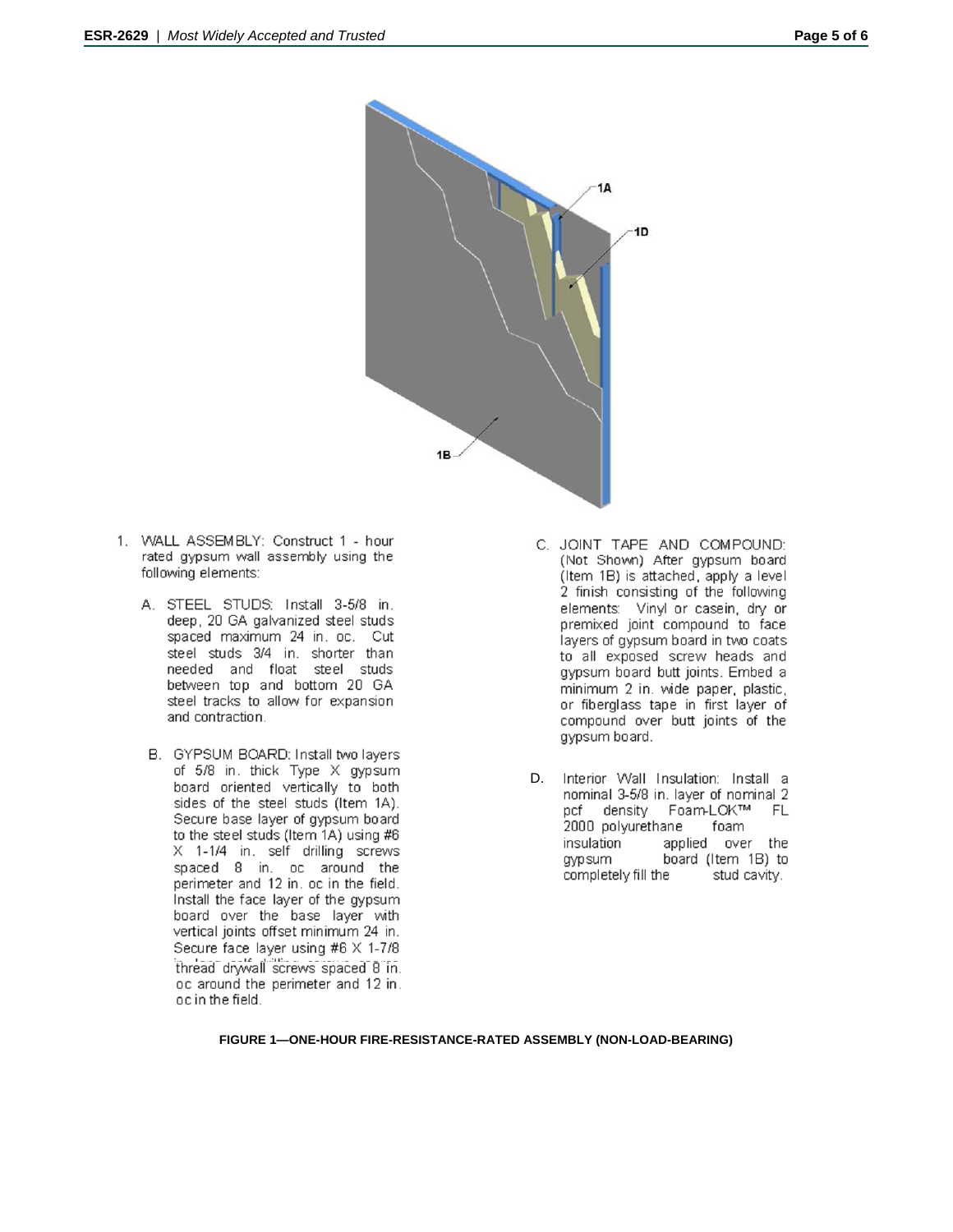1. WALL ASSEMBLY: Construct 1 - hour rated gypsum wall assembly using the following elements:

   A. STEEL STUDS: Install 3-5/8 in. deep, 20 GA galvanized steel studs spaced maximum 24 in. oc. Cut steel studs 3/4 in. shorter than needed and float steel studs between top and bottom 20 GA steel tracks to allow for expansion and contraction.

   B. GYPSUM BOARD: Install two layers of 5/8 in. thick Type X gypsum board oriented vertically to both sides of the steel studs (Item 1A). Secure base layer of gypsum board to the steel studs (Item 1A) using #6 X 1-1/4 in. self drilling screws spaced 8 in. oc around the perimeter and 12 in. oc in the field. Install the face layer of the gypsum board over the base layer with vertical joints offset minimum 24 in. Secure face layer using #6 X 1-7/8 in. long self drilling screws coarse thread drywall screws spaced 8 in. oc around the perimeter and 12 in. oc in the field.

   C. JOINT TAPE AND COMPOUND: (Not Shown) After gypsum board (Item 1B) is attached, apply a level 2 finish consisting of the following elements: Vinyl or casein, dry or premixed joint compound to face layers of gypsum board in two coats to all exposed screw heads and gypsum board butt joints. Embed a minimum 2 in. wide paper, plastic, or fiberglass tape in first layer of compound over butt joints of the gypsum board.

   D. Interior Wall Insulation: Install a nominal 3-5/8 in. layer of nominal 2 pcf density Foam-LOK™ FL 2000 polyurethane foam insulation applied over the gypsum board (Item 1B) to completely fill the stud cavity.

**FIGURE 1—ONE-HOUR FIRE-RESISTANCE-RATED ASSEMBLY (NON-LOAD-BEARING)**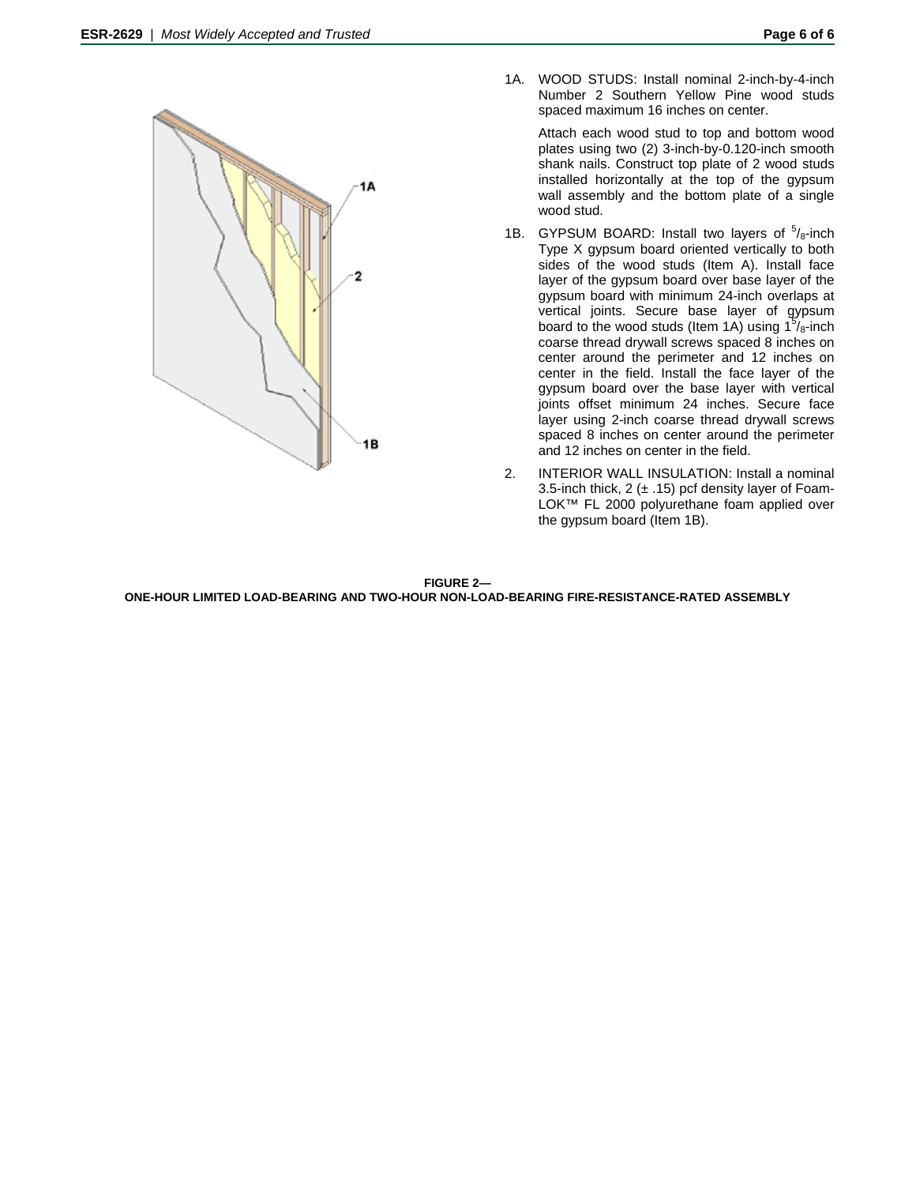1A. WOOD STUDS: Install nominal 2-inch-by-4-inch Number 2 Southern Yellow Pine wood studs spaced maximum 16 inches on center.

Attach each wood stud to top and bottom wood plates using two (2) 3-inch-by-0.120-inch smooth shank nails. Construct top plate of 2 wood studs installed horizontally at the top of the gypsum wall assembly and the bottom plate of a single wood stud.

1B. GYPSUM BOARD: Install two layers of $^5/_8$-inch Type X gypsum board oriented vertically to both sides of the wood studs (Item A). Install face layer of the gypsum board over base layer of the gypsum board with minimum 24-inch overlaps at vertical joints. Secure base layer of gypsum board to the wood studs (Item 1A) using $1^5/_8$-inch coarse thread drywall screws spaced 8 inches on center around the perimeter and 12 inches on center in the field. Install the face layer of the gypsum board over the base layer with vertical joints offset minimum 24 inches. Secure face layer using 2-inch coarse thread drywall screws spaced 8 inches on center around the perimeter and 12 inches on center in the field.

2. INTERIOR WALL INSULATION: Install a nominal 3.5-inch thick, 2 (± .15) pcf density layer of Foam-LOK™ FL 2000 polyurethane foam applied over the gypsum board (Item 1B).

**FIGURE 2—**
**ONE-HOUR LIMITED LOAD-BEARING AND TWO-HOUR NON-LOAD-BEARING FIRE-RESISTANCE-RATED ASSEMBLY**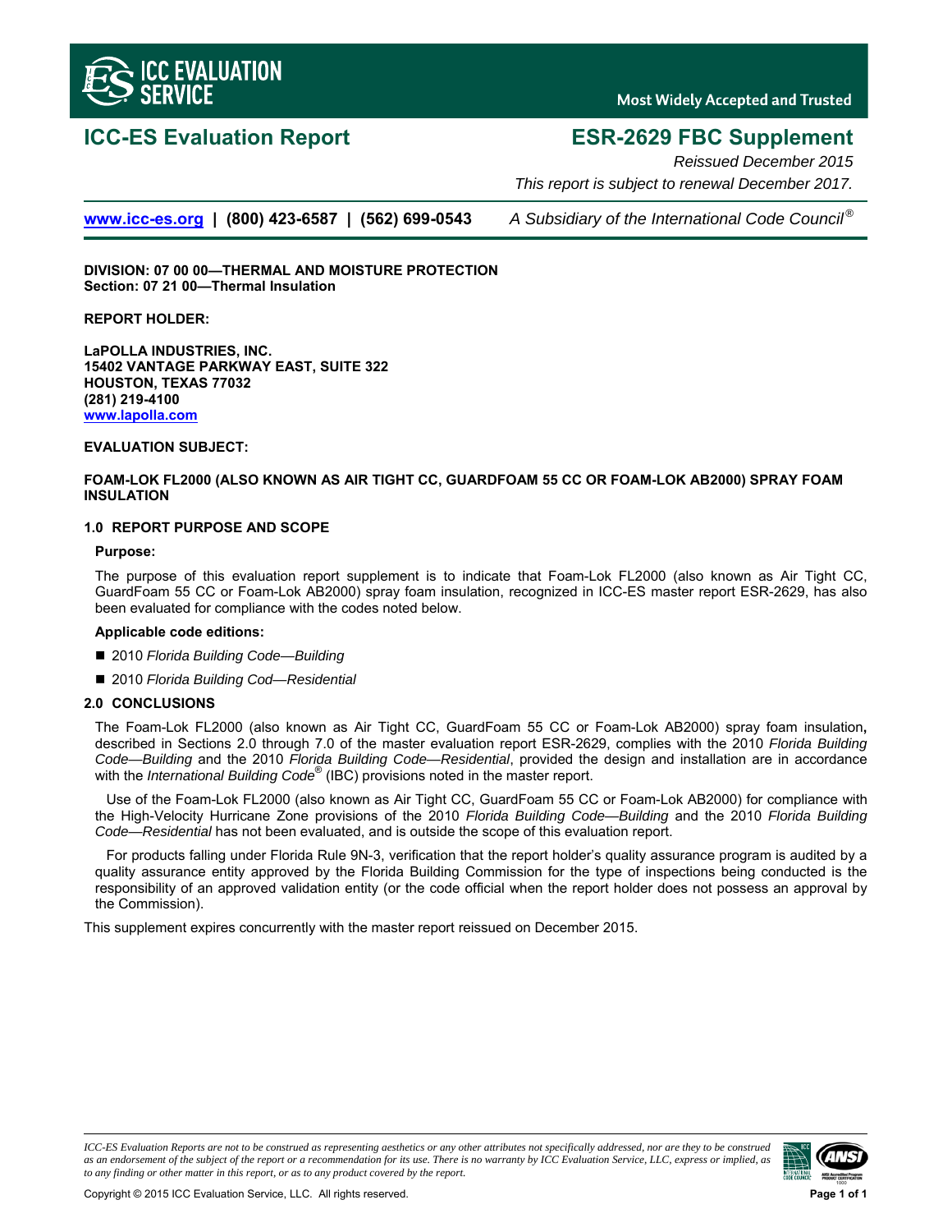# ICC-ES Evaluation Report

# ESR-2629 FBC Supplement

*Reissued December 2015*

*This report is subject to renewal December 2017.*

www.icc-es.org | (800) 423-6587 | (562) 699-0543 *A Subsidiary of the International Code Council®*

**DIVISION: 07 00 00—THERMAL AND MOISTURE PROTECTION**
**Section: 07 21 00—Thermal Insulation**

**REPORT HOLDER:**

**LaPOLLA INDUSTRIES, INC.**
**15402 VANTAGE PARKWAY EAST, SUITE 322**
**HOUSTON, TEXAS 77032**
**(281) 219-4100**
**www.lapolla.com**

**EVALUATION SUBJECT:**

**FOAM-LOK FL2000 (ALSO KNOWN AS AIR TIGHT CC, GUARDFOAM 55 CC OR FOAM-LOK AB2000) SPRAY FOAM INSULATION**

## 1.0 REPORT PURPOSE AND SCOPE

**Purpose:**

The purpose of this evaluation report supplement is to indicate that Foam-Lok FL2000 (also known as Air Tight CC, GuardFoam 55 CC or Foam-Lok AB2000) spray foam insulation, recognized in ICC-ES master report ESR-2629, has also been evaluated for compliance with the codes noted below.

**Applicable code editions:**

- 2010 *Florida Building Code—Building*
- 2010 *Florida Building Cod—Residential*

## 2.0 CONCLUSIONS

The Foam-Lok FL2000 (also known as Air Tight CC, GuardFoam 55 CC or Foam-Lok AB2000) spray foam insulation**,** described in Sections 2.0 through 7.0 of the master evaluation report ESR-2629, complies with the 2010 *Florida Building Code—Building* and the 2010 *Florida Building Code—Residential*, provided the design and installation are in accordance with the *International Building Code®* (IBC) provisions noted in the master report.

Use of the Foam-Lok FL2000 (also known as Air Tight CC, GuardFoam 55 CC or Foam-Lok AB2000) for compliance with the High-Velocity Hurricane Zone provisions of the 2010 *Florida Building Code—Building* and the 2010 *Florida Building Code—Residential* has not been evaluated, and is outside the scope of this evaluation report.

For products falling under Florida Rule 9N-3, verification that the report holder's quality assurance program is audited by a quality assurance entity approved by the Florida Building Commission for the type of inspections being conducted is the responsibility of an approved validation entity (or the code official when the report holder does not possess an approval by the Commission).

This supplement expires concurrently with the master report reissued on December 2015.

*ICC-ES Evaluation Reports are not to be construed as representing aesthetics or any other attributes not specifically addressed, nor are they to be construed as an endorsement of the subject of the report or a recommendation for its use. There is no warranty by ICC Evaluation Service, LLC, express or implied, as to any finding or other matter in this report, or as to any product covered by the report.*

Copyright © 2015 ICC Evaluation Service, LLC. All rights reserved.